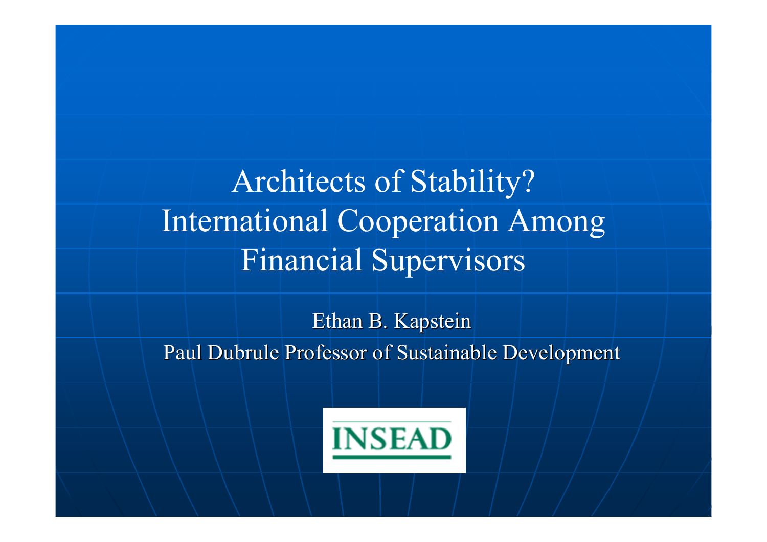# Architects of Stability? International Cooperation Among Financial Supervisors

Ethan B. Kapstein

Paul Dubrule Professor of Sustainable Development

INSEAD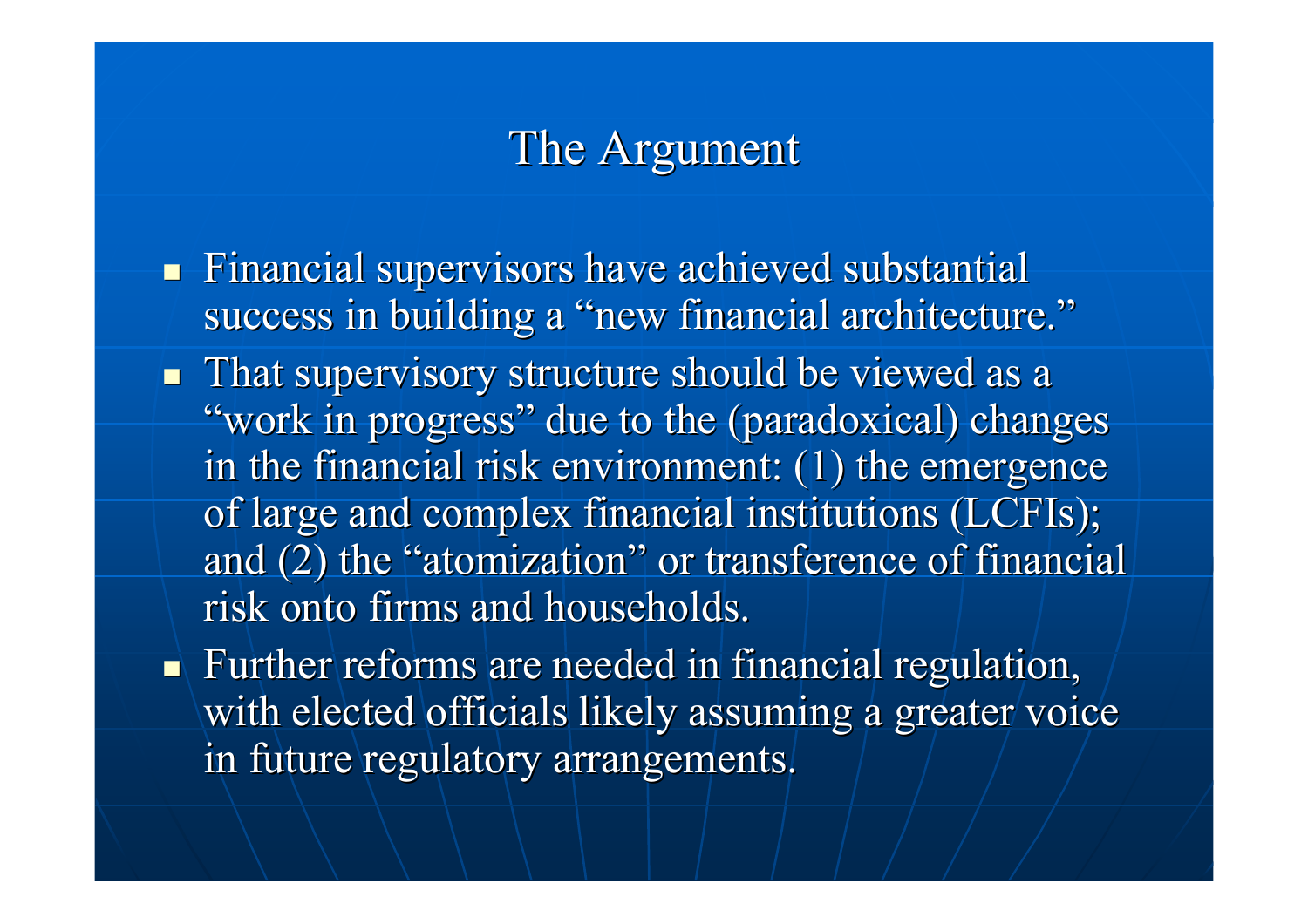# The Argument

- Financial supervisors have achieved substantial success in building a "new financial architecture."
- That supervisory structure should be viewed as a "work in progress" due to the (paradoxical) changes in the financial risk environment: (1) the emergence of large and complex financial institutions (LCFIs); and (2) the "atomization" or transference of financial risk onto firms and households.
- Further reforms are needed in financial regulation, with elected officials likely assuming a greater voice in future regulatory arrangements.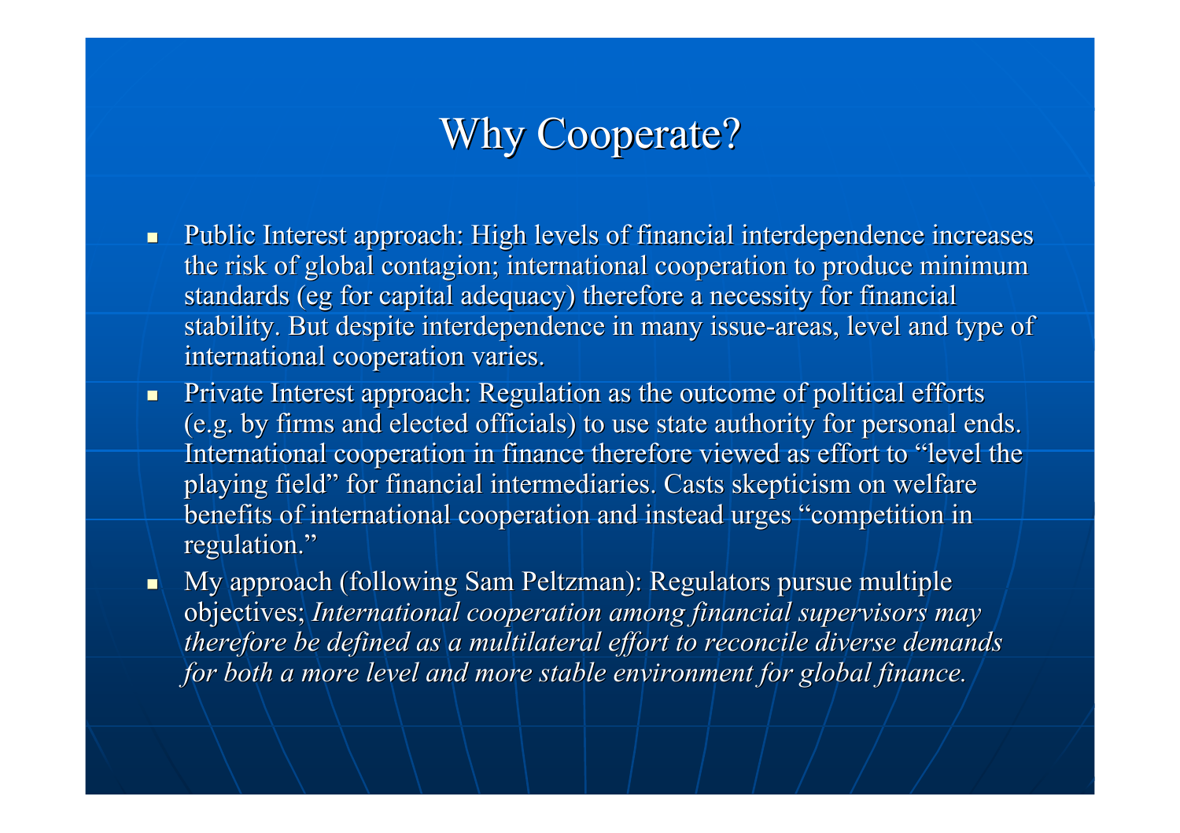# Why Cooperate?

- Public Interest approach: High levels of financial interdependence increases the risk of global contagion; international cooperation to produce minimum standards (eg for capital adequacy) therefore a necessity for financial stability. But despite interdependence in many issue-areas, level and type of international cooperation varies.
- Private Interest approach: Regulation as the outcome of political efforts (e.g. by firms and elected officials) to use state authority for personal ends. International cooperation in finance therefore viewed as effort to "level the playing field" for financial intermediaries. Casts skepticism on welfare benefits of international cooperation and instead urges "competition in regulation."
- My approach (following Sam Peltzman): Regulators pursue multiple objectives; *International cooperation among financial supervisors may therefore be defined as a multilateral effort to reconcile diverse demands for both a more level and more stable environment for global finance.*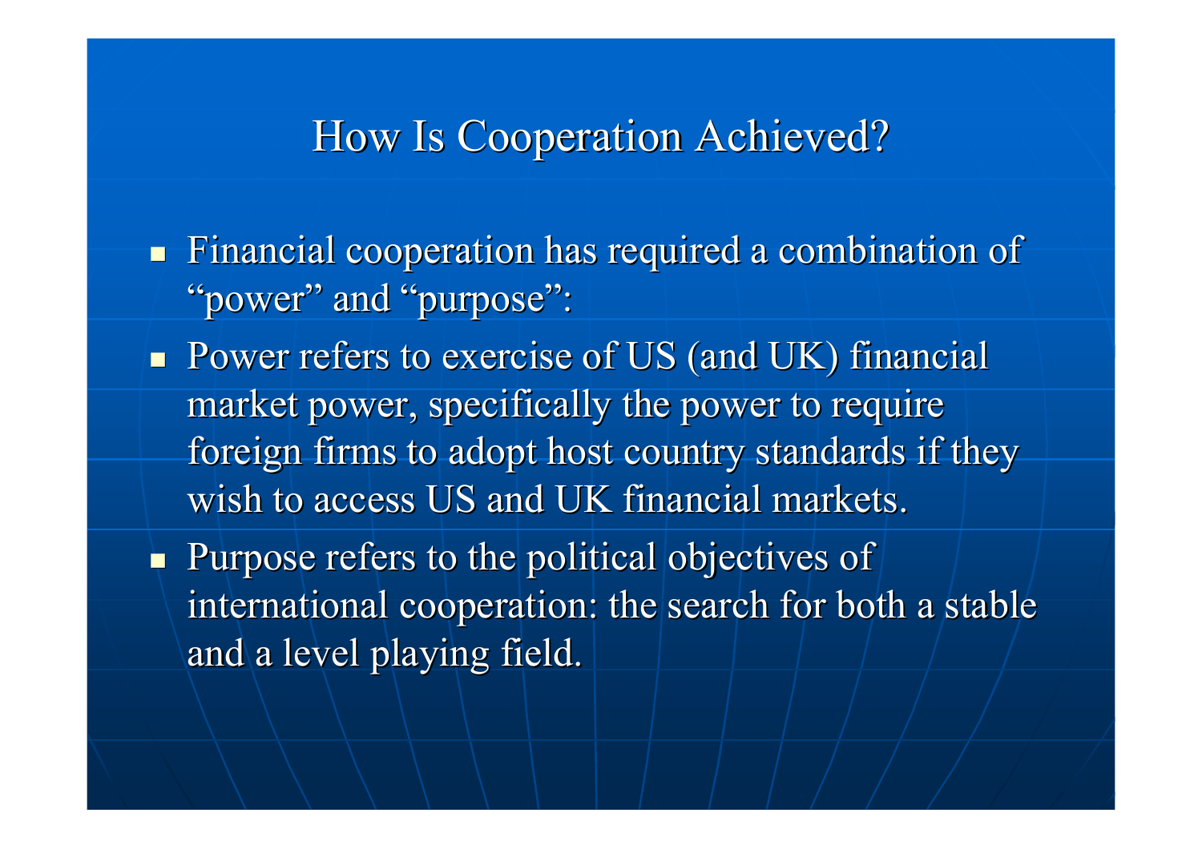# How Is Cooperation Achieved?

- Financial cooperation has required a combination of "power" and "purpose":
- Power refers to exercise of US (and UK) financial market power, specifically the power to require foreign firms to adopt host country standards if they wish to access US and UK financial markets.
- Purpose refers to the political objectives of international cooperation: the search for both a stable and a level playing field.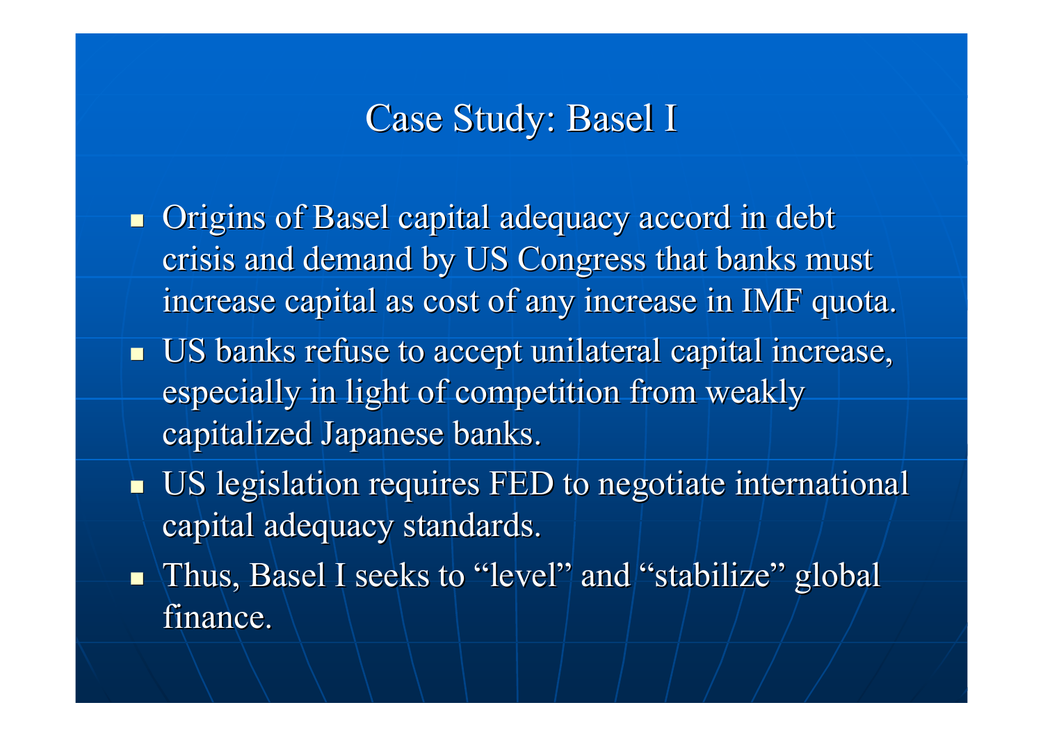# Case Study: Basel I

- Origins of Basel capital adequacy accord in debt crisis and demand by US Congress that banks must increase capital as cost of any increase in IMF quota.
- US banks refuse to accept unilateral capital increase, especially in light of competition from weakly capitalized Japanese banks.
- US legislation requires FED to negotiate international capital adequacy standards.
- Thus, Basel I seeks to "level" and "stabilize" global finance.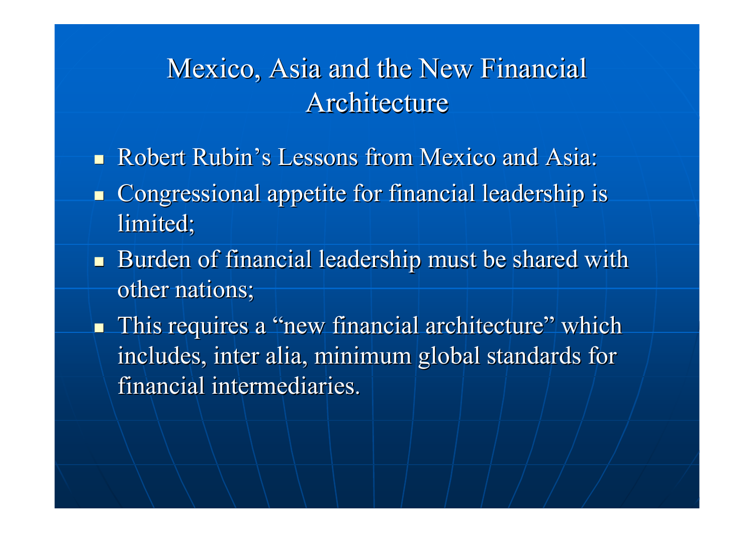# Mexico, Asia and the New Financial Architecture

- Robert Rubin's Lessons from Mexico and Asia:
- Congressional appetite for financial leadership is limited;
- Burden of financial leadership must be shared with other nations;
- This requires a "new financial architecture" which includes, inter alia, minimum global standards for financial intermediaries.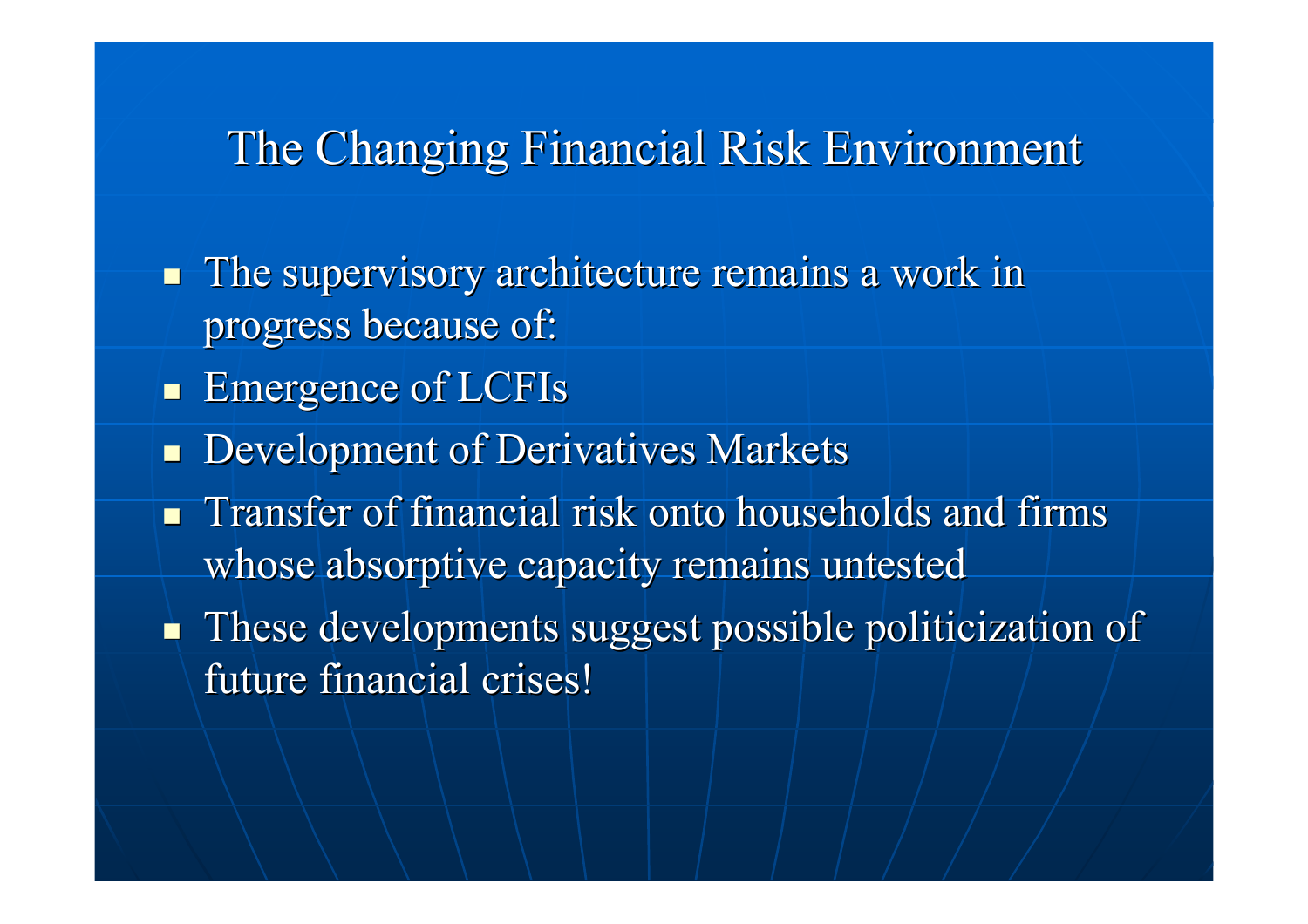# The Changing Financial Risk Environment

- The supervisory architecture remains a work in progress because of:
- Emergence of LCFIs
- Development of Derivatives Markets
- Transfer of financial risk onto households and firms whose absorptive capacity remains untested
- These developments suggest possible politicization of future financial crises!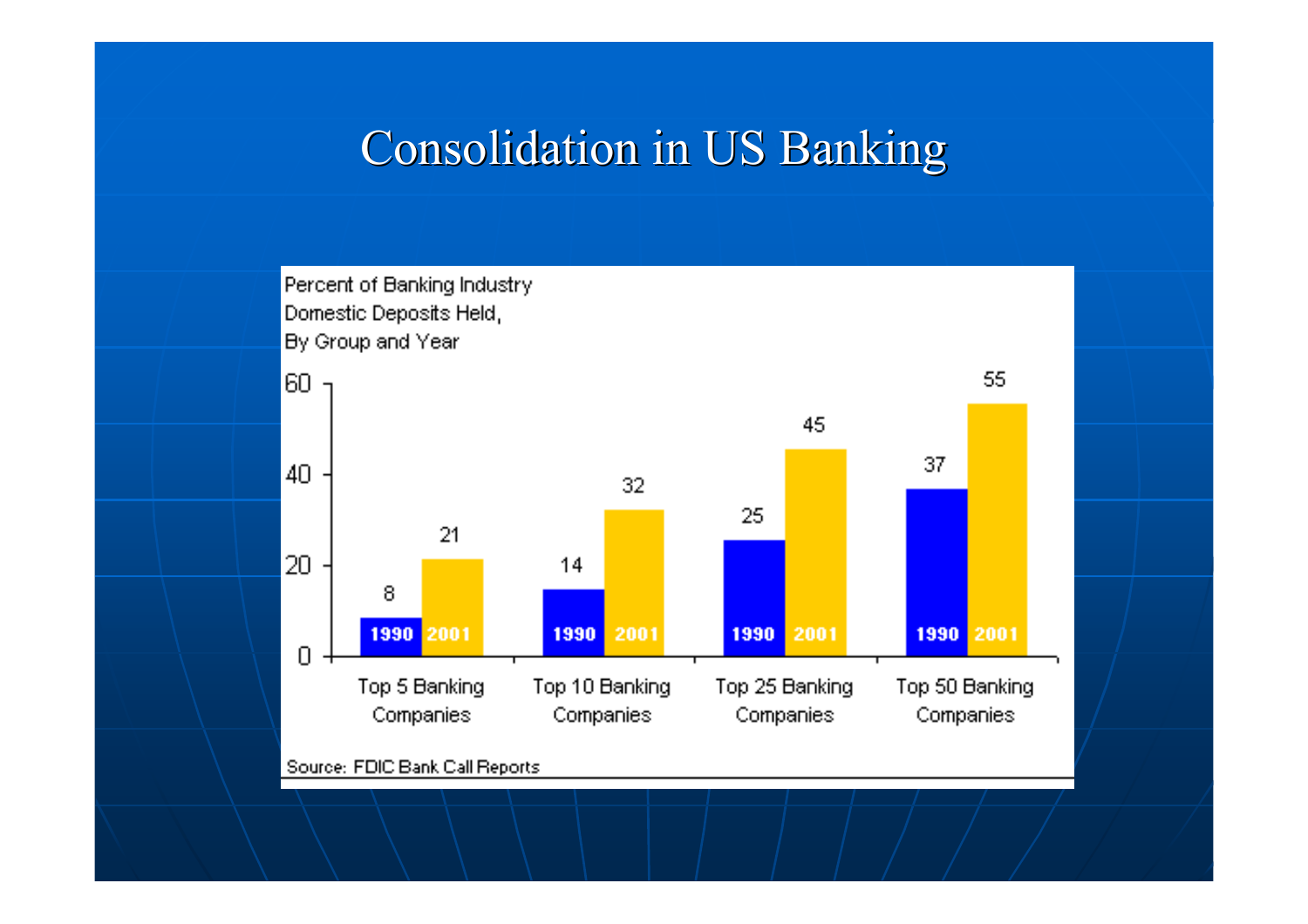# Consolidation in US Banking

Percent of Banking Industry Domestic Deposits Held, By Group and Year

| | 1990 | 2001 |
|---|---|---|
| Top 5 Banking Companies | 8 | 21 |
| Top 10 Banking Companies | 14 | 32 |
| Top 25 Banking Companies | 25 | 45 |
| Top 50 Banking Companies | 37 | 55 |

Source: FDIC Bank Call Reports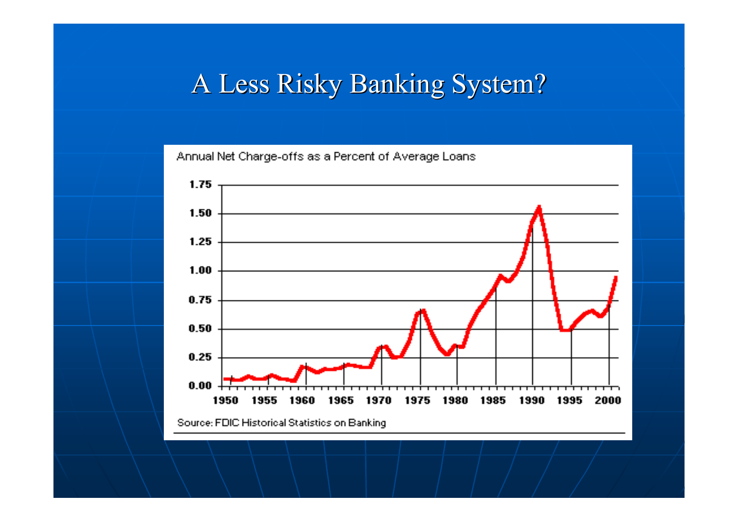# A Less Risky Banking System?

Annual Net Charge-offs as a Percent of Average Loans

Source: FDIC Historical Statistics on Banking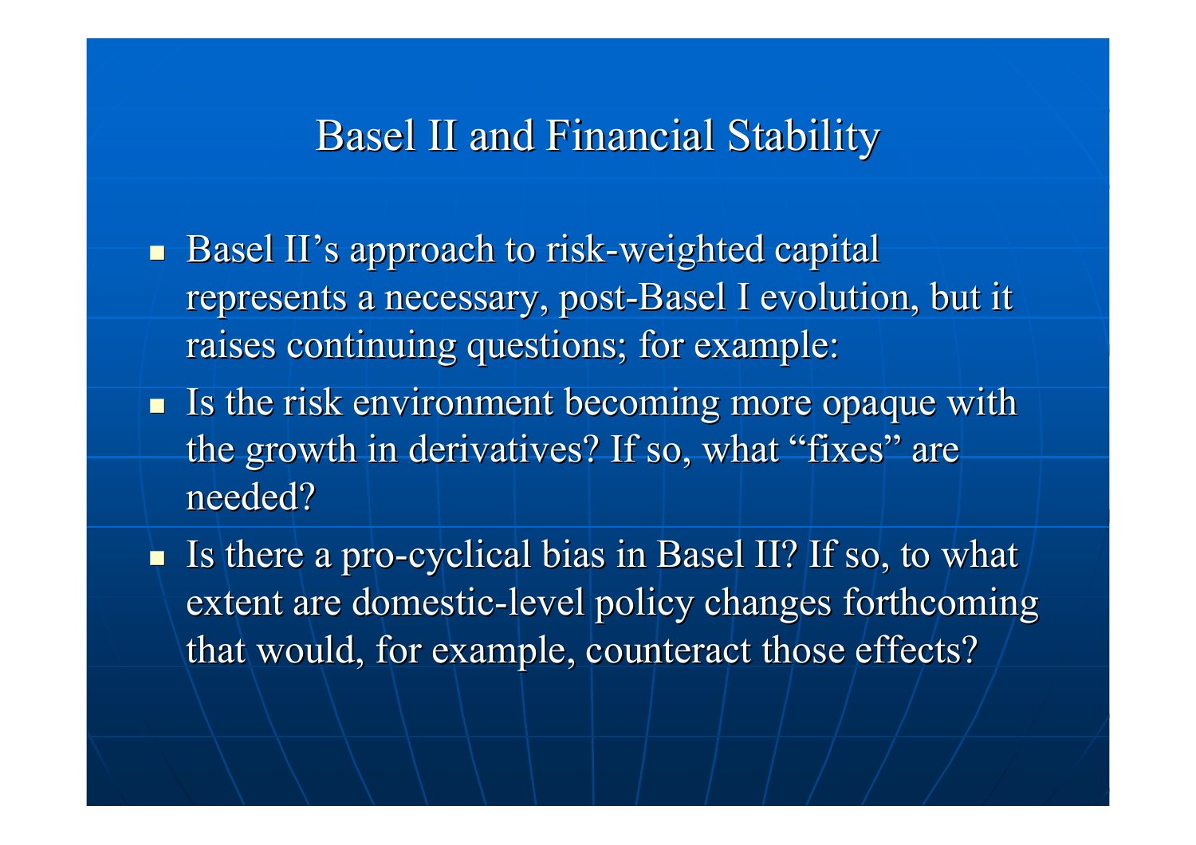# Basel II and Financial Stability

- Basel II's approach to risk-weighted capital represents a necessary, post-Basel I evolution, but it raises continuing questions; for example:
- Is the risk environment becoming more opaque with the growth in derivatives? If so, what "fixes" are needed?
- Is there a pro-cyclical bias in Basel II? If so, to what extent are domestic-level policy changes forthcoming that would, for example, counteract those effects?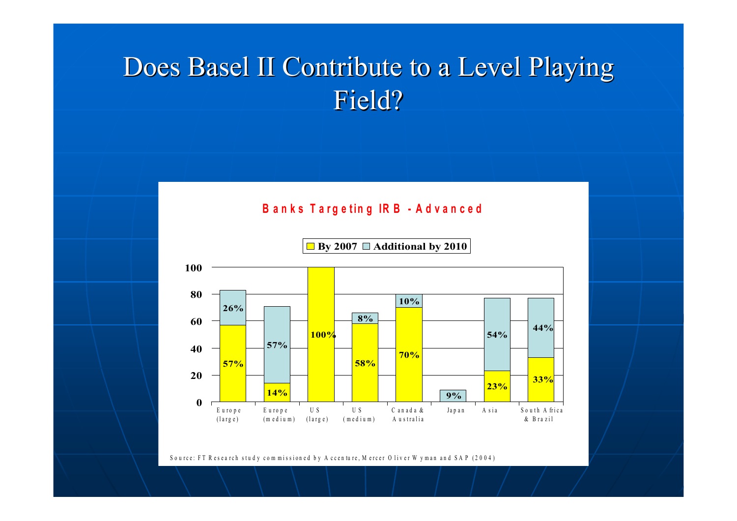# Does Basel II Contribute to a Level Playing Field?

**Banks Targeting IRB - Advanced**

| Region | By 2007 | Additional by 2010 |
| --- | --- | --- |
| Europe (large) | 57% | 26% |
| Europe (medium) | 14% | 57% |
| US (large) | 100% | |
| US (medium) | 58% | 8% |
| Canada & Australia | 70% | 10% |
| Japan | | 9% |
| Asia | 23% | 54% |
| South Africa & Brazil | 33% | 44% |

Source: FT Research study commissioned by Accenture, Mercer Oliver Wyman and SAP (2004)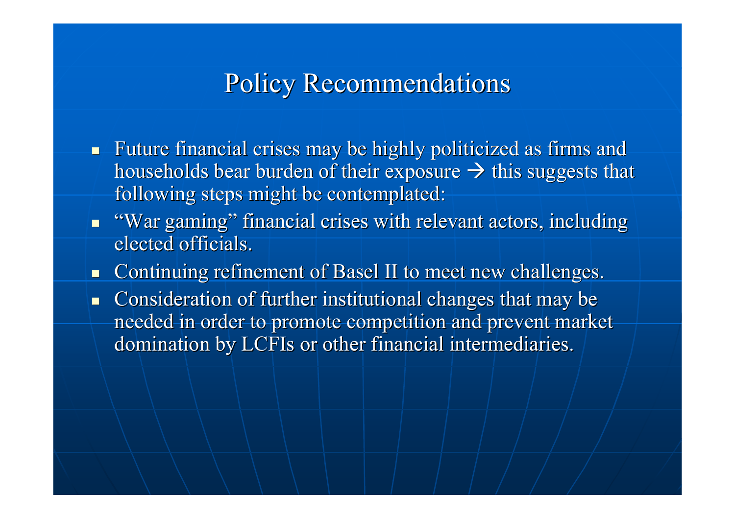# Policy Recommendations

- Future financial crises may be highly politicized as firms and households bear burden of their exposure → this suggests that following steps might be contemplated:
- "War gaming" financial crises with relevant actors, including elected officials.
- Continuing refinement of Basel II to meet new challenges.
- Consideration of further institutional changes that may be needed in order to promote competition and prevent market domination by LCFIs or other financial intermediaries.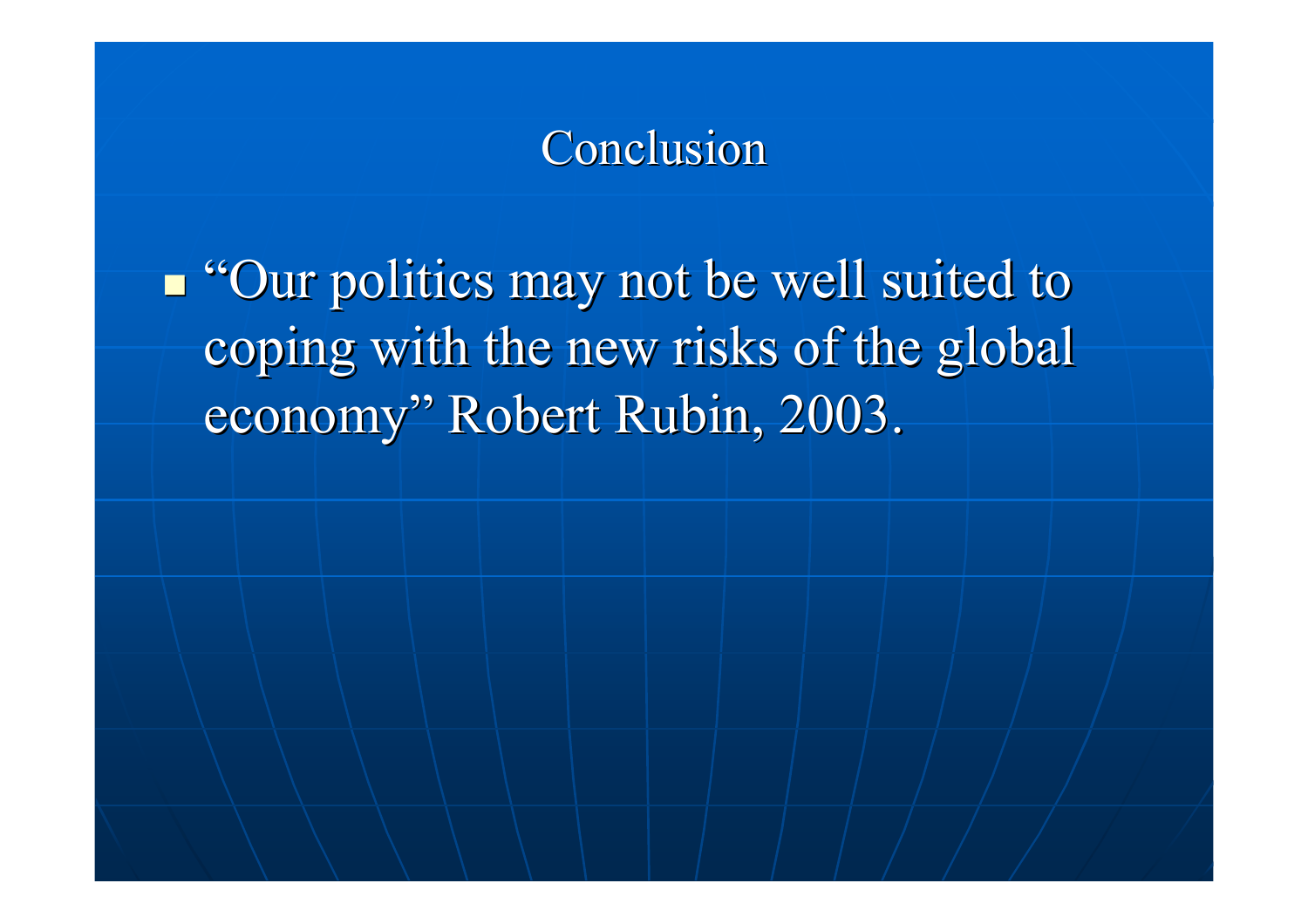# Conclusion

- "Our politics may not be well suited to coping with the new risks of the global economy" Robert Rubin, 2003.